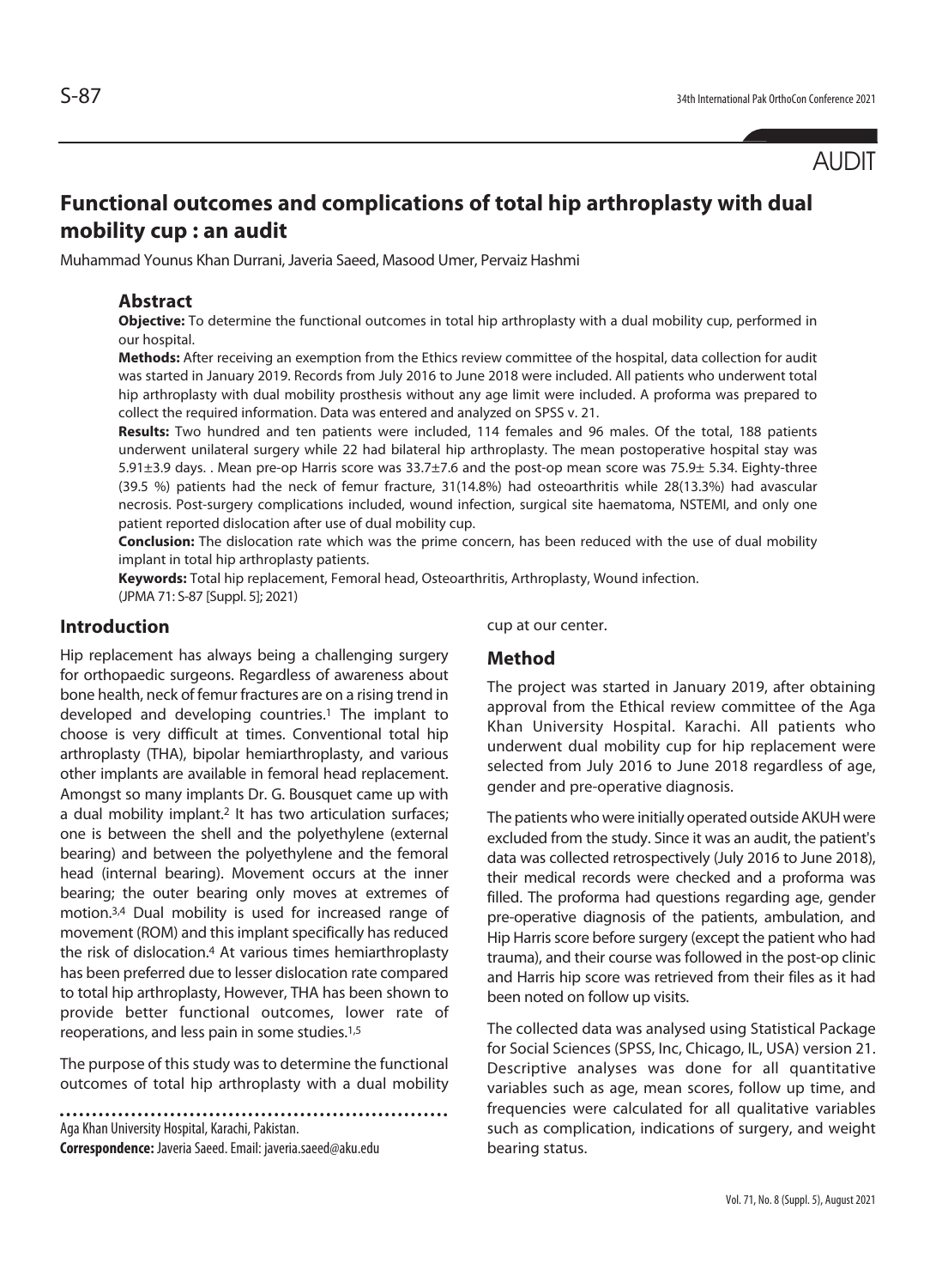AUDIT

# Functional outcomes and complications of total hip arthroplasty with dual mobility cup : an audit

Muhammad Younus Khan Durrani, Javeria Saeed, Masood Umer, Pervaiz Hashmi

## Abstract

**Objective:** To determine the functional outcomes in total hip arthroplasty with a dual mobility cup, performed in our hospital.

**Methods:** After receiving an exemption from the Ethics review committee of the hospital, data collection for audit was started in January 2019. Records from July 2016 to June 2018 were included. All patients who underwent total hip arthroplasty with dual mobility prosthesis without any age limit were included. A proforma was prepared to collect the required information. Data was entered and analyzed on SPSS v. 21.

**Results:** Two hundred and ten patients were included, 114 females and 96 males. Of the total, 188 patients underwent unilateral surgery while 22 had bilateral hip arthroplasty. The mean postoperative hospital stay was 5.91±3.9 days. . Mean pre-op Harris score was 33.7±7.6 and the post-op mean score was 75.9± 5.34. Eighty-three (39.5 %) patients had the neck of femur fracture, 31(14.8%) had osteoarthritis while 28(13.3%) had avascular necrosis. Post-surgery complications included, wound infection, surgical site haematoma, NSTEMI, and only one patient reported dislocation after use of dual mobility cup.

**Conclusion:** The dislocation rate which was the prime concern, has been reduced with the use of dual mobility implant in total hip arthroplasty patients.

**Keywords:** Total hip replacement, Femoral head, Osteoarthritis, Arthroplasty, Wound infection.

(JPMA 71: S-87 [Suppl. 5]; 2021)

## Introduction

Hip replacement has always being a challenging surgery for orthopaedic surgeons. Regardless of awareness about bone health, neck of femur fractures are on a rising trend in developed and developing countries.[1] The implant to choose is very difficult at times. Conventional total hip arthroplasty (THA), bipolar hemiarthroplasty, and various other implants are available in femoral head replacement. Amongst so many implants Dr. G. Bousquet came up with a dual mobility implant.[2] It has two articulation surfaces; one is between the shell and the polyethylene (external bearing) and between the polyethylene and the femoral head (internal bearing). Movement occurs at the inner bearing; the outer bearing only moves at extremes of motion.[3,4] Dual mobility is used for increased range of movement (ROM) and this implant specifically has reduced the risk of dislocation.[4] At various times hemiarthroplasty has been preferred due to lesser dislocation rate compared to total hip arthroplasty, However, THA has been shown to provide better functional outcomes, lower rate of reoperations, and less pain in some studies.[1,5]

The purpose of this study was to determine the functional outcomes of total hip arthroplasty with a dual mobility cup at our center.

Aga Khan University Hospital, Karachi, Pakistan.

**Correspondence:** Javeria Saeed. Email: javeria.saeed@aku.edu

## Method

The project was started in January 2019, after obtaining approval from the Ethical review committee of the Aga Khan University Hospital. Karachi. All patients who underwent dual mobility cup for hip replacement were selected from July 2016 to June 2018 regardless of age, gender and pre-operative diagnosis.

The patients who were initially operated outside AKUH were excluded from the study. Since it was an audit, the patient's data was collected retrospectively (July 2016 to June 2018), their medical records were checked and a proforma was filled. The proforma had questions regarding age, gender pre-operative diagnosis of the patients, ambulation, and Hip Harris score before surgery (except the patient who had trauma), and their course was followed in the post-op clinic and Harris hip score was retrieved from their files as it had been noted on follow up visits.

The collected data was analysed using Statistical Package for Social Sciences (SPSS, Inc, Chicago, IL, USA) version 21. Descriptive analyses was done for all quantitative variables such as age, mean scores, follow up time, and frequencies were calculated for all qualitative variables such as complication, indications of surgery, and weight bearing status.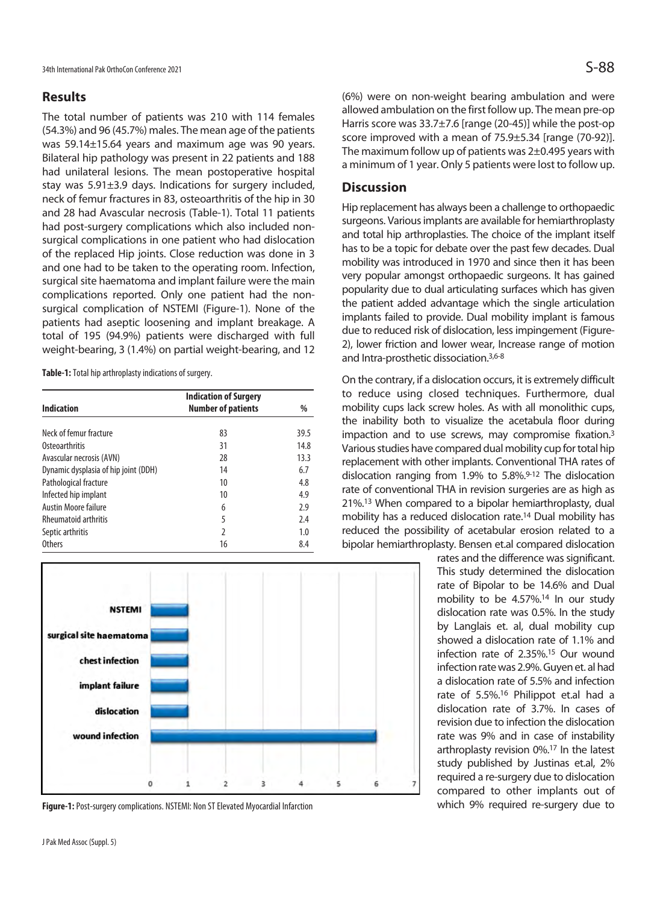## Results

The total number of patients was 210 with 114 females (54.3%) and 96 (45.7%) males. The mean age of the patients was 59.14±15.64 years and maximum age was 90 years. Bilateral hip pathology was present in 22 patients and 188 had unilateral lesions. The mean postoperative hospital stay was 5.91±3.9 days. Indications for surgery included, neck of femur fractures in 83, osteoarthritis of the hip in 30 and 28 had Avascular necrosis (Table-1). Total 11 patients had post-surgery complications which also included non-surgical complications in one patient who had dislocation of the replaced Hip joints. Close reduction was done in 3 and one had to be taken to the operating room. Infection, surgical site haematoma and implant failure were the main complications reported. Only one patient had the non-surgical complication of NSTEMI (Figure-1). None of the patients had aseptic loosening and implant breakage. A total of 195 (94.9%) patients were discharged with full weight-bearing, 3 (1.4%) on partial weight-bearing, and 12

**Table-1:** Total hip arthroplasty indications of surgery.

| Indication | Indication of Surgery Number of patients | % |
|---|---|---|
| Neck of femur fracture | 83 | 39.5 |
| Osteoarthritis | 31 | 14.8 |
| Avascular necrosis (AVN) | 28 | 13.3 |
| Dynamic dysplasia of hip joint (DDH) | 14 | 6.7 |
| Pathological fracture | 10 | 4.8 |
| Infected hip implant | 10 | 4.9 |
| Austin Moore failure | 6 | 2.9 |
| Rheumatoid arthritis | 5 | 2.4 |
| Septic arthritis | 2 | 1.0 |
| Others | 16 | 8.4 |

**Figure-1:** Post-surgery complications. NSTEMI: Non ST Elevated Myocardial Infarction

(6%) were on non-weight bearing ambulation and were allowed ambulation on the first follow up. The mean pre-op Harris score was 33.7±7.6 [range (20-45)] while the post-op score improved with a mean of 75.9±5.34 [range (70-92)]. The maximum follow up of patients was 2±0.495 years with a minimum of 1 year. Only 5 patients were lost to follow up.

## Discussion

Hip replacement has always been a challenge to orthopaedic surgeons. Various implants are available for hemiarthroplasty and total hip arthroplasties. The choice of the implant itself has to be a topic for debate over the past few decades. Dual mobility was introduced in 1970 and since then it has been very popular amongst orthopaedic surgeons. It has gained popularity due to dual articulating surfaces which has given the patient added advantage which the single articulation implants failed to provide. Dual mobility implant is famous due to reduced risk of dislocation, less impingement (Figure-2), lower friction and lower wear, Increase range of motion and Intra-prosthetic dissociation.[3,6-8]

On the contrary, if a dislocation occurs, it is extremely difficult to reduce using closed techniques. Furthermore, dual mobility cups lack screw holes. As with all monolithic cups, the inability both to visualize the acetabula floor during impaction and to use screws, may compromise fixation.[3] Various studies have compared dual mobility cup for total hip replacement with other implants. Conventional THA rates of dislocation ranging from 1.9% to 5.8%.[9-12] The dislocation rate of conventional THA in revision surgeries are as high as 21%.[13] When compared to a bipolar hemiarthroplasty, dual mobility has a reduced dislocation rate.[14] Dual mobility has reduced the possibility of acetabular erosion related to a bipolar hemiarthroplasty. Bensen et.al compared dislocation rates and the difference was significant. This study determined the dislocation rate of Bipolar to be 14.6% and Dual mobility to be 4.57%.[14] In our study dislocation rate was 0.5%. In the study by Langlais et. al, dual mobility cup showed a dislocation rate of 1.1% and infection rate of 2.35%.[15] Our wound infection rate was 2.9%. Guyen et. al had a dislocation rate of 5.5% and infection rate of 5.5%.[16] Philippot et.al had a dislocation rate of 3.7%. In cases of revision due to infection the dislocation rate was 9% and in case of instability arthroplasty revision 0%.[17] In the latest study published by Justinas et.al, 2% required a re-surgery due to dislocation compared to other implants out of which 9% required re-surgery due to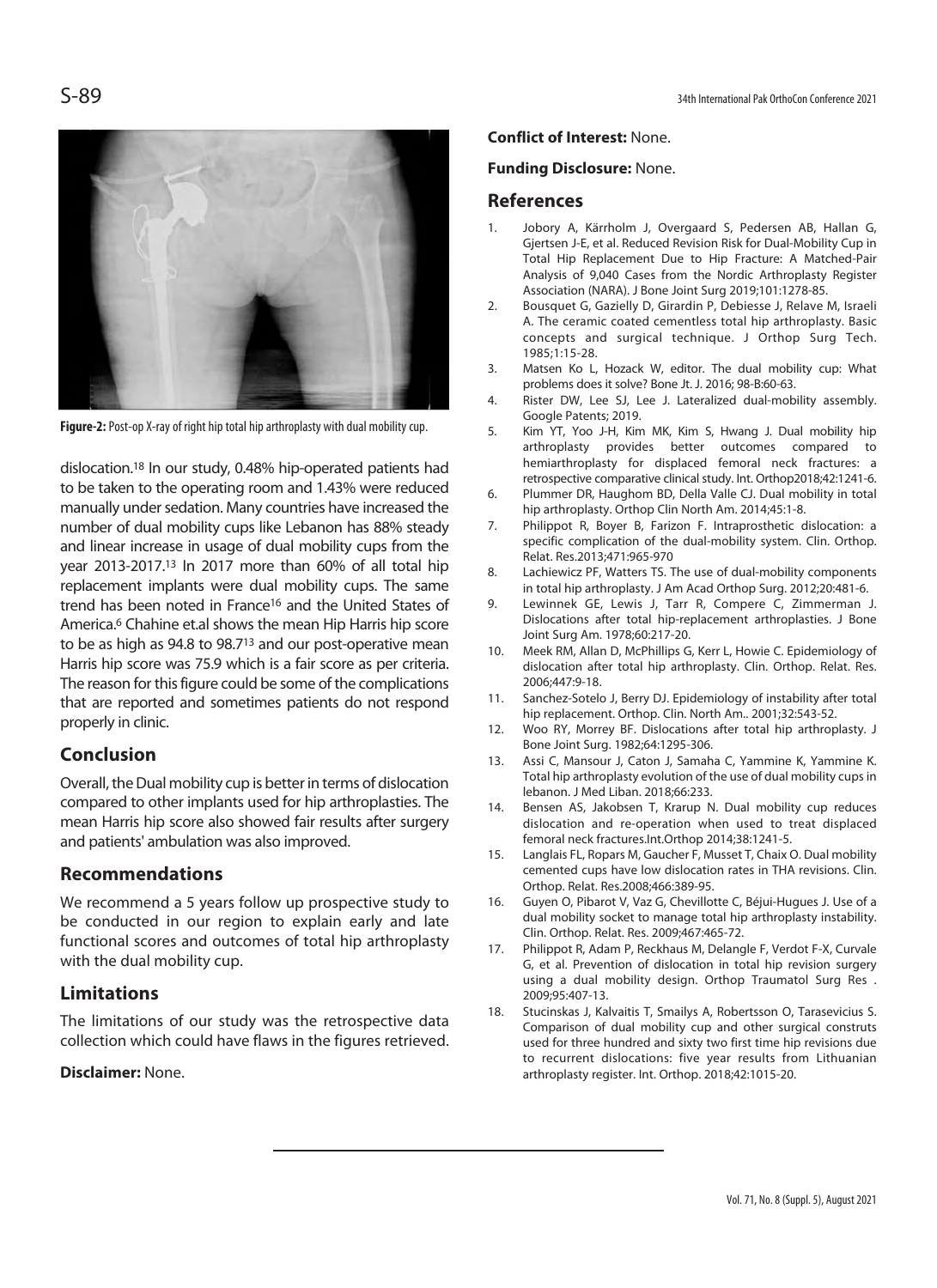Figure-2: Post-op X-ray of right hip total hip arthroplasty with dual mobility cup.

dislocation.[18] In our study, 0.48% hip-operated patients had to be taken to the operating room and 1.43% were reduced manually under sedation. Many countries have increased the number of dual mobility cups like Lebanon has 88% steady and linear increase in usage of dual mobility cups from the year 2013-2017.[13] In 2017 more than 60% of all total hip replacement implants were dual mobility cups. The same trend has been noted in France[16] and the United States of America.[6] Chahine et.al shows the mean Hip Harris hip score to be as high as 94.8 to 98.7[13] and our post-operative mean Harris hip score was 75.9 which is a fair score as per criteria. The reason for this figure could be some of the complications that are reported and sometimes patients do not respond properly in clinic.

## Conclusion

Overall, the Dual mobility cup is better in terms of dislocation compared to other implants used for hip arthroplasties. The mean Harris hip score also showed fair results after surgery and patients' ambulation was also improved.

## Recommendations

We recommend a 5 years follow up prospective study to be conducted in our region to explain early and late functional scores and outcomes of total hip arthroplasty with the dual mobility cup.

## Limitations

The limitations of our study was the retrospective data collection which could have flaws in the figures retrieved.

**Disclaimer:** None.

**Conflict of Interest:** None.

**Funding Disclosure:** None.

## References

1. Jobory A, Kärrholm J, Overgaard S, Pedersen AB, Hallan G, Gjertsen J-E, et al. Reduced Revision Risk for Dual-Mobility Cup in Total Hip Replacement Due to Hip Fracture: A Matched-Pair Analysis of 9,040 Cases from the Nordic Arthroplasty Register Association (NARA). J Bone Joint Surg 2019;101:1278-85.
2. Bousquet G, Gazielly D, Girardin P, Debiesse J, Relave M, Israeli A. The ceramic coated cementless total hip arthroplasty. Basic concepts and surgical technique. J Orthop Surg Tech. 1985;1:15-28.
3. Matsen Ko L, Hozack W, editor. The dual mobility cup: What problems does it solve? Bone Jt. J. 2016; 98-B:60-63.
4. Rister DW, Lee SJ, Lee J. Lateralized dual-mobility assembly. Google Patents; 2019.
5. Kim YT, Yoo J-H, Kim MK, Kim S, Hwang J. Dual mobility hip arthroplasty provides better outcomes compared to hemiarthroplasty for displaced femoral neck fractures: a retrospective comparative clinical study. Int. Orthop2018;42:1241-6.
6. Plummer DR, Haughom BD, Della Valle CJ. Dual mobility in total hip arthroplasty. Orthop Clin North Am. 2014;45:1-8.
7. Philippot R, Boyer B, Farizon F. Intraprosthetic dislocation: a specific complication of the dual-mobility system. Clin. Orthop. Relat. Res.2013;471:965-970
8. Lachiewicz PF, Watters TS. The use of dual-mobility components in total hip arthroplasty. J Am Acad Orthop Surg. 2012;20:481-6.
9. Lewinnek GE, Lewis J, Tarr R, Compere C, Zimmerman J. Dislocations after total hip-replacement arthroplasties. J Bone Joint Surg Am. 1978;60:217-20.
10. Meek RM, Allan D, McPhillips G, Kerr L, Howie C. Epidemiology of dislocation after total hip arthroplasty. Clin. Orthop. Relat. Res. 2006;447:9-18.
11. Sanchez-Sotelo J, Berry DJ. Epidemiology of instability after total hip replacement. Orthop. Clin. North Am.. 2001;32:543-52.
12. Woo RY, Morrey BF. Dislocations after total hip arthroplasty. J Bone Joint Surg. 1982;64:1295-306.
13. Assi C, Mansour J, Caton J, Samaha C, Yammine K, Yammine K. Total hip arthroplasty evolution of the use of dual mobility cups in lebanon. J Med Liban. 2018;66:233.
14. Bensen AS, Jakobsen T, Krarup N. Dual mobility cup reduces dislocation and re-operation when used to treat displaced femoral neck fractures.Int.Orthop 2014;38:1241-5.
15. Langlais FL, Ropars M, Gaucher F, Musset T, Chaix O. Dual mobility cemented cups have low dislocation rates in THA revisions. Clin. Orthop. Relat. Res.2008;466:389-95.
16. Guyen O, Pibarot V, Vaz G, Chevillotte C, Béjui-Hugues J. Use of a dual mobility socket to manage total hip arthroplasty instability. Clin. Orthop. Relat. Res. 2009;467:465-72.
17. Philippot R, Adam P, Reckhaus M, Delangle F, Verdot F-X, Curvale G, et al. Prevention of dislocation in total hip revision surgery using a dual mobility design. Orthop Traumatol Surg Res . 2009;95:407-13.
18. Stucinskas J, Kalvaitis T, Smailys A, Robertsson O, Tarasevicius S. Comparison of dual mobility cup and other surgical construts used for three hundred and sixty two first time hip revisions due to recurrent dislocations: five year results from Lithuanian arthroplasty register. Int. Orthop. 2018;42:1015-20.